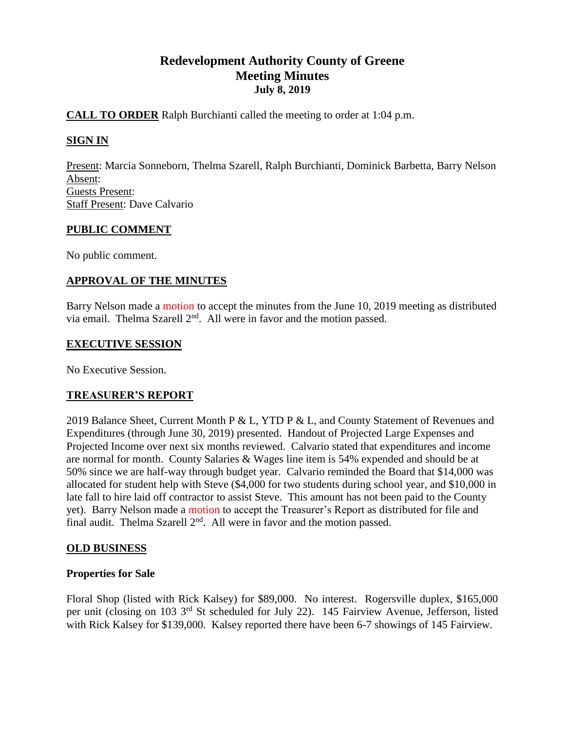# Redevelopment Authority County of Greene
## Meeting Minutes
### July 8, 2019

**CALL TO ORDER** Ralph Burchianti called the meeting to order at 1:04 p.m.

**SIGN IN**

Present: Marcia Sonneborn, Thelma Szarell, Ralph Burchianti, Dominick Barbetta, Barry Nelson
Absent:
Guests Present:
Staff Present: Dave Calvario

**PUBLIC COMMENT**

No public comment.

**APPROVAL OF THE MINUTES**

Barry Nelson made a motion to accept the minutes from the June 10, 2019 meeting as distributed via email. Thelma Szarell 2nd. All were in favor and the motion passed.

**EXECUTIVE SESSION**

No Executive Session.

**TREASURER'S REPORT**

2019 Balance Sheet, Current Month P & L, YTD P & L, and County Statement of Revenues and Expenditures (through June 30, 2019) presented. Handout of Projected Large Expenses and Projected Income over next six months reviewed. Calvario stated that expenditures and income are normal for month. County Salaries & Wages line item is 54% expended and should be at 50% since we are half-way through budget year. Calvario reminded the Board that $14,000 was allocated for student help with Steve ($4,000 for two students during school year, and $10,000 in late fall to hire laid off contractor to assist Steve. This amount has not been paid to the County yet). Barry Nelson made a motion to accept the Treasurer's Report as distributed for file and final audit. Thelma Szarell 2nd. All were in favor and the motion passed.

**OLD BUSINESS**

**Properties for Sale**

Floral Shop (listed with Rick Kalsey) for $89,000. No interest. Rogersville duplex, $165,000 per unit (closing on 103 3rd St scheduled for July 22). 145 Fairview Avenue, Jefferson, listed with Rick Kalsey for $139,000. Kalsey reported there have been 6-7 showings of 145 Fairview.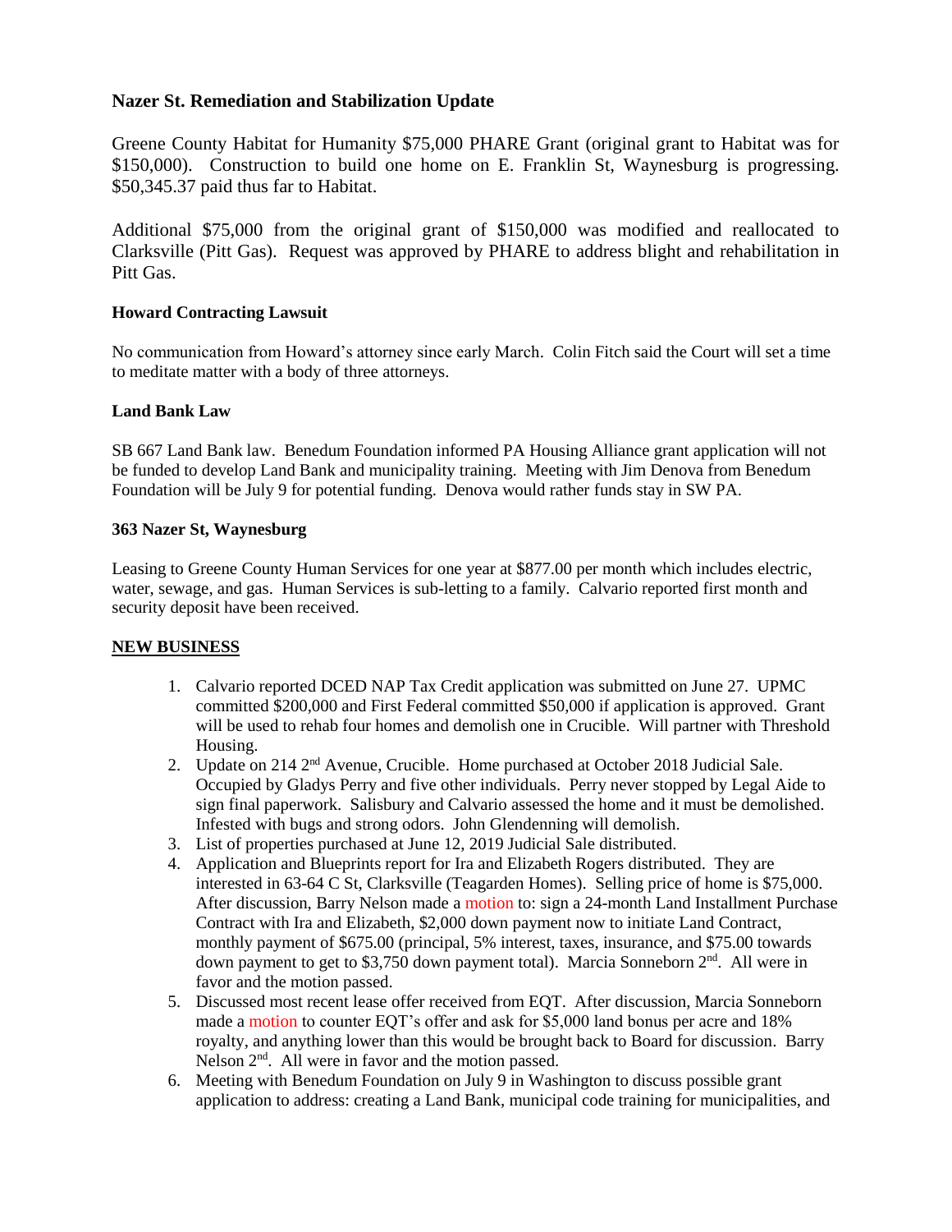**Nazer St. Remediation and Stabilization Update**

Greene County Habitat for Humanity $75,000 PHARE Grant (original grant to Habitat was for $150,000). Construction to build one home on E. Franklin St, Waynesburg is progressing. $50,345.37 paid thus far to Habitat.

Additional $75,000 from the original grant of $150,000 was modified and reallocated to Clarksville (Pitt Gas). Request was approved by PHARE to address blight and rehabilitation in Pitt Gas.

**Howard Contracting Lawsuit**

No communication from Howard's attorney since early March. Colin Fitch said the Court will set a time to meditate matter with a body of three attorneys.

**Land Bank Law**

SB 667 Land Bank law. Benedum Foundation informed PA Housing Alliance grant application will not be funded to develop Land Bank and municipality training. Meeting with Jim Denova from Benedum Foundation will be July 9 for potential funding. Denova would rather funds stay in SW PA.

**363 Nazer St, Waynesburg**

Leasing to Greene County Human Services for one year at $877.00 per month which includes electric, water, sewage, and gas. Human Services is sub-letting to a family. Calvario reported first month and security deposit have been received.

**NEW BUSINESS**

1. Calvario reported DCED NAP Tax Credit application was submitted on June 27. UPMC committed $200,000 and First Federal committed $50,000 if application is approved. Grant will be used to rehab four homes and demolish one in Crucible. Will partner with Threshold Housing.
2. Update on 214 2nd Avenue, Crucible. Home purchased at October 2018 Judicial Sale. Occupied by Gladys Perry and five other individuals. Perry never stopped by Legal Aide to sign final paperwork. Salisbury and Calvario assessed the home and it must be demolished. Infested with bugs and strong odors. John Glendenning will demolish.
3. List of properties purchased at June 12, 2019 Judicial Sale distributed.
4. Application and Blueprints report for Ira and Elizabeth Rogers distributed. They are interested in 63-64 C St, Clarksville (Teagarden Homes). Selling price of home is $75,000. After discussion, Barry Nelson made a motion to: sign a 24-month Land Installment Purchase Contract with Ira and Elizabeth, $2,000 down payment now to initiate Land Contract, monthly payment of $675.00 (principal, 5% interest, taxes, insurance, and $75.00 towards down payment to get to $3,750 down payment total). Marcia Sonneborn 2nd. All were in favor and the motion passed.
5. Discussed most recent lease offer received from EQT. After discussion, Marcia Sonneborn made a motion to counter EQT's offer and ask for $5,000 land bonus per acre and 18% royalty, and anything lower than this would be brought back to Board for discussion. Barry Nelson 2nd. All were in favor and the motion passed.
6. Meeting with Benedum Foundation on July 9 in Washington to discuss possible grant application to address: creating a Land Bank, municipal code training for municipalities, and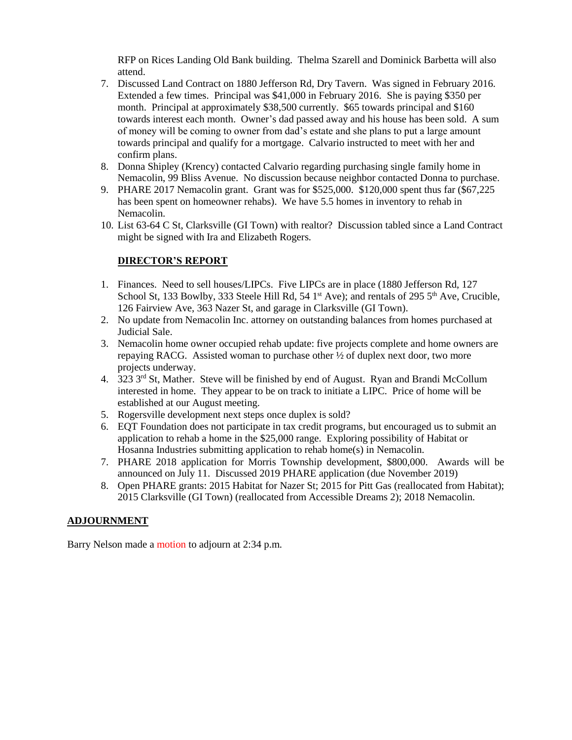RFP on Rices Landing Old Bank building. Thelma Szarell and Dominick Barbetta will also attend.

7. Discussed Land Contract on 1880 Jefferson Rd, Dry Tavern. Was signed in February 2016. Extended a few times. Principal was $41,000 in February 2016. She is paying $350 per month. Principal at approximately $38,500 currently. $65 towards principal and $160 towards interest each month. Owner's dad passed away and his house has been sold. A sum of money will be coming to owner from dad's estate and she plans to put a large amount towards principal and qualify for a mortgage. Calvario instructed to meet with her and confirm plans.
8. Donna Shipley (Krency) contacted Calvario regarding purchasing single family home in Nemacolin, 99 Bliss Avenue. No discussion because neighbor contacted Donna to purchase.
9. PHARE 2017 Nemacolin grant. Grant was for $525,000. $120,000 spent thus far ($67,225 has been spent on homeowner rehabs). We have 5.5 homes in inventory to rehab in Nemacolin.
10. List 63-64 C St, Clarksville (GI Town) with realtor? Discussion tabled since a Land Contract might be signed with Ira and Elizabeth Rogers.

**DIRECTOR'S REPORT**

1. Finances. Need to sell houses/LIPCs. Five LIPCs are in place (1880 Jefferson Rd, 127 School St, 133 Bowlby, 333 Steele Hill Rd, 54 1st Ave); and rentals of 295 5th Ave, Crucible, 126 Fairview Ave, 363 Nazer St, and garage in Clarksville (GI Town).
2. No update from Nemacolin Inc. attorney on outstanding balances from homes purchased at Judicial Sale.
3. Nemacolin home owner occupied rehab update: five projects complete and home owners are repaying RACG. Assisted woman to purchase other ½ of duplex next door, two more projects underway.
4. 323 3rd St, Mather. Steve will be finished by end of August. Ryan and Brandi McCollum interested in home. They appear to be on track to initiate a LIPC. Price of home will be established at our August meeting.
5. Rogersville development next steps once duplex is sold?
6. EQT Foundation does not participate in tax credit programs, but encouraged us to submit an application to rehab a home in the $25,000 range. Exploring possibility of Habitat or Hosanna Industries submitting application to rehab home(s) in Nemacolin.
7. PHARE 2018 application for Morris Township development, $800,000. Awards will be announced on July 11. Discussed 2019 PHARE application (due November 2019)
8. Open PHARE grants: 2015 Habitat for Nazer St; 2015 for Pitt Gas (reallocated from Habitat); 2015 Clarksville (GI Town) (reallocated from Accessible Dreams 2); 2018 Nemacolin.

**ADJOURNMENT**

Barry Nelson made a motion to adjourn at 2:34 p.m.